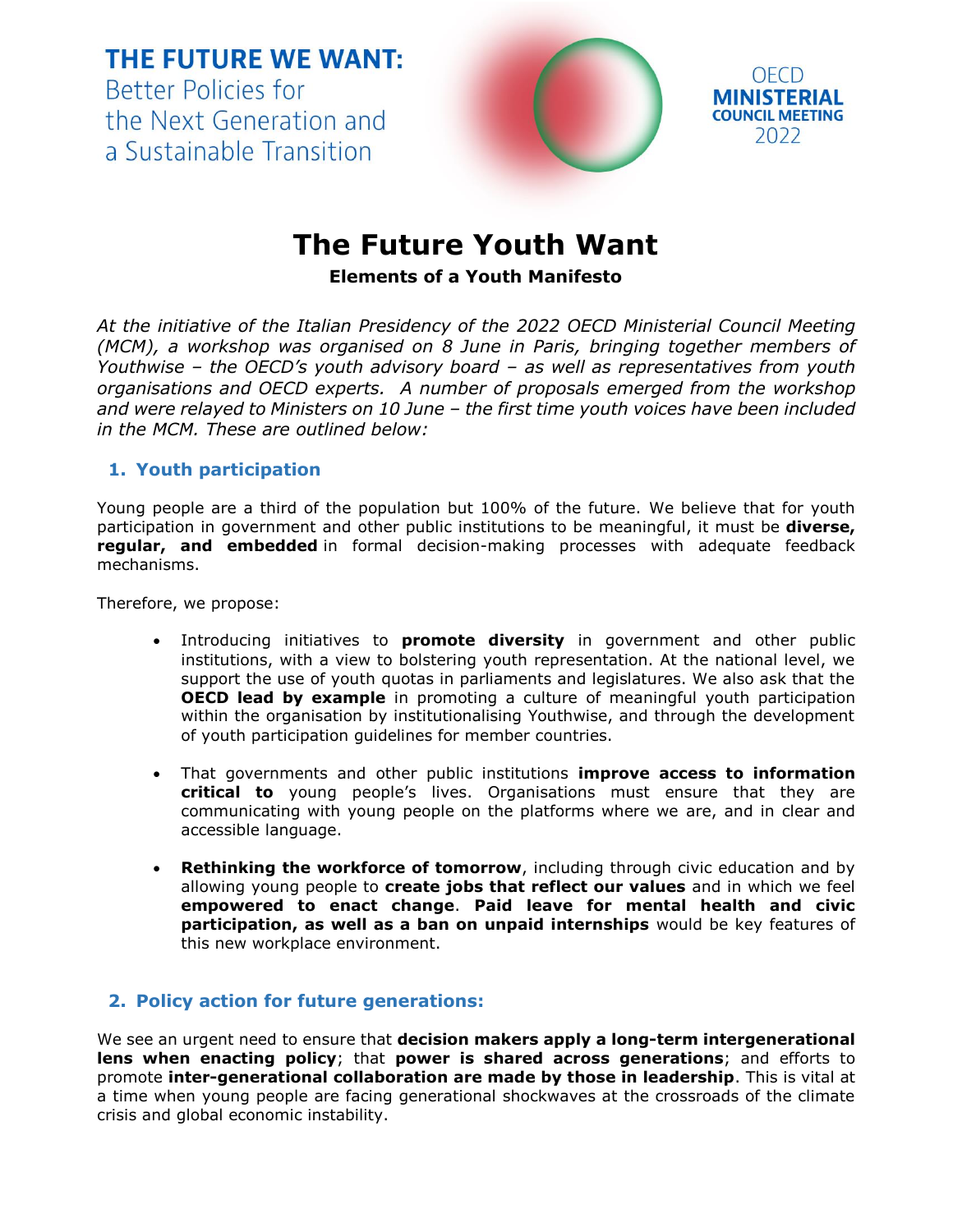**THE FUTURE WE WANT:**
Better Policies for the Next Generation and a Sustainable Transition

OECD **MINISTERIAL COUNCIL MEETING** 2022

# The Future Youth Want

**Elements of a Youth Manifesto**

*At the initiative of the Italian Presidency of the 2022 OECD Ministerial Council Meeting (MCM), a workshop was organised on 8 June in Paris, bringing together members of Youthwise – the OECD's youth advisory board – as well as representatives from youth organisations and OECD experts. A number of proposals emerged from the workshop and were relayed to Ministers on 10 June – the first time youth voices have been included in the MCM. These are outlined below:*

## 1. Youth participation

Young people are a third of the population but 100% of the future. We believe that for youth participation in government and other public institutions to be meaningful, it must be **diverse, regular, and embedded** in formal decision-making processes with adequate feedback mechanisms.

Therefore, we propose:

- Introducing initiatives to **promote diversity** in government and other public institutions, with a view to bolstering youth representation. At the national level, we support the use of youth quotas in parliaments and legislatures. We also ask that the **OECD lead by example** in promoting a culture of meaningful youth participation within the organisation by institutionalising Youthwise, and through the development of youth participation guidelines for member countries.
- That governments and other public institutions **improve access to information critical to** young people's lives. Organisations must ensure that they are communicating with young people on the platforms where we are, and in clear and accessible language.
- **Rethinking the workforce of tomorrow**, including through civic education and by allowing young people to **create jobs that reflect our values** and in which we feel **empowered to enact change**. **Paid leave for mental health and civic participation, as well as a ban on unpaid internships** would be key features of this new workplace environment.

## 2. Policy action for future generations:

We see an urgent need to ensure that **decision makers apply a long-term intergenerational lens when enacting policy**; that **power is shared across generations**; and efforts to promote **inter-generational collaboration are made by those in leadership**. This is vital at a time when young people are facing generational shockwaves at the crossroads of the climate crisis and global economic instability.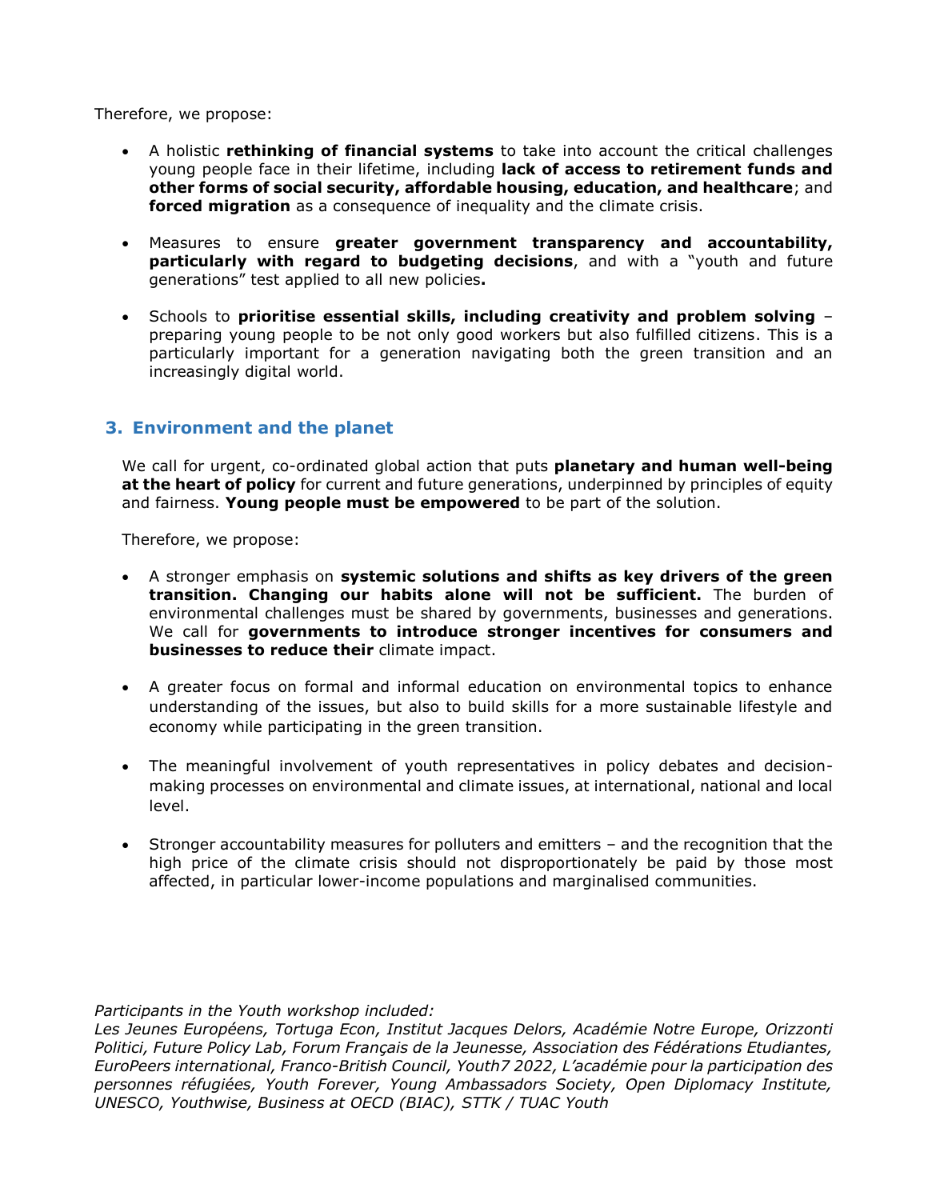Therefore, we propose:

- A holistic **rethinking of financial systems** to take into account the critical challenges young people face in their lifetime, including **lack of access to retirement funds and other forms of social security, affordable housing, education, and healthcare**; and **forced migration** as a consequence of inequality and the climate crisis.

- Measures to ensure **greater government transparency and accountability, particularly with regard to budgeting decisions**, and with a "youth and future generations" test applied to all new policies**.**

- Schools to **prioritise essential skills, including creativity and problem solving** – preparing young people to be not only good workers but also fulfilled citizens. This is a particularly important for a generation navigating both the green transition and an increasingly digital world.

## 3. Environment and the planet

We call for urgent, co-ordinated global action that puts **planetary and human well-being at the heart of policy** for current and future generations, underpinned by principles of equity and fairness. **Young people must be empowered** to be part of the solution.

Therefore, we propose:

- A stronger emphasis on **systemic solutions and shifts as key drivers of the green transition. Changing our habits alone will not be sufficient.** The burden of environmental challenges must be shared by governments, businesses and generations. We call for **governments to introduce stronger incentives for consumers and businesses to reduce their** climate impact.

- A greater focus on formal and informal education on environmental topics to enhance understanding of the issues, but also to build skills for a more sustainable lifestyle and economy while participating in the green transition.

- The meaningful involvement of youth representatives in policy debates and decision-making processes on environmental and climate issues, at international, national and local level.

- Stronger accountability measures for polluters and emitters – and the recognition that the high price of the climate crisis should not disproportionately be paid by those most affected, in particular lower-income populations and marginalised communities.

*Participants in the Youth workshop included:*
*Les Jeunes Européens, Tortuga Econ, Institut Jacques Delors, Académie Notre Europe, Orizzonti Politici, Future Policy Lab, Forum Français de la Jeunesse, Association des Fédérations Etudiantes, EuroPeers international, Franco-British Council, Youth7 2022, L'académie pour la participation des personnes réfugiées, Youth Forever, Young Ambassadors Society, Open Diplomacy Institute, UNESCO, Youthwise, Business at OECD (BIAC), STTK / TUAC Youth*